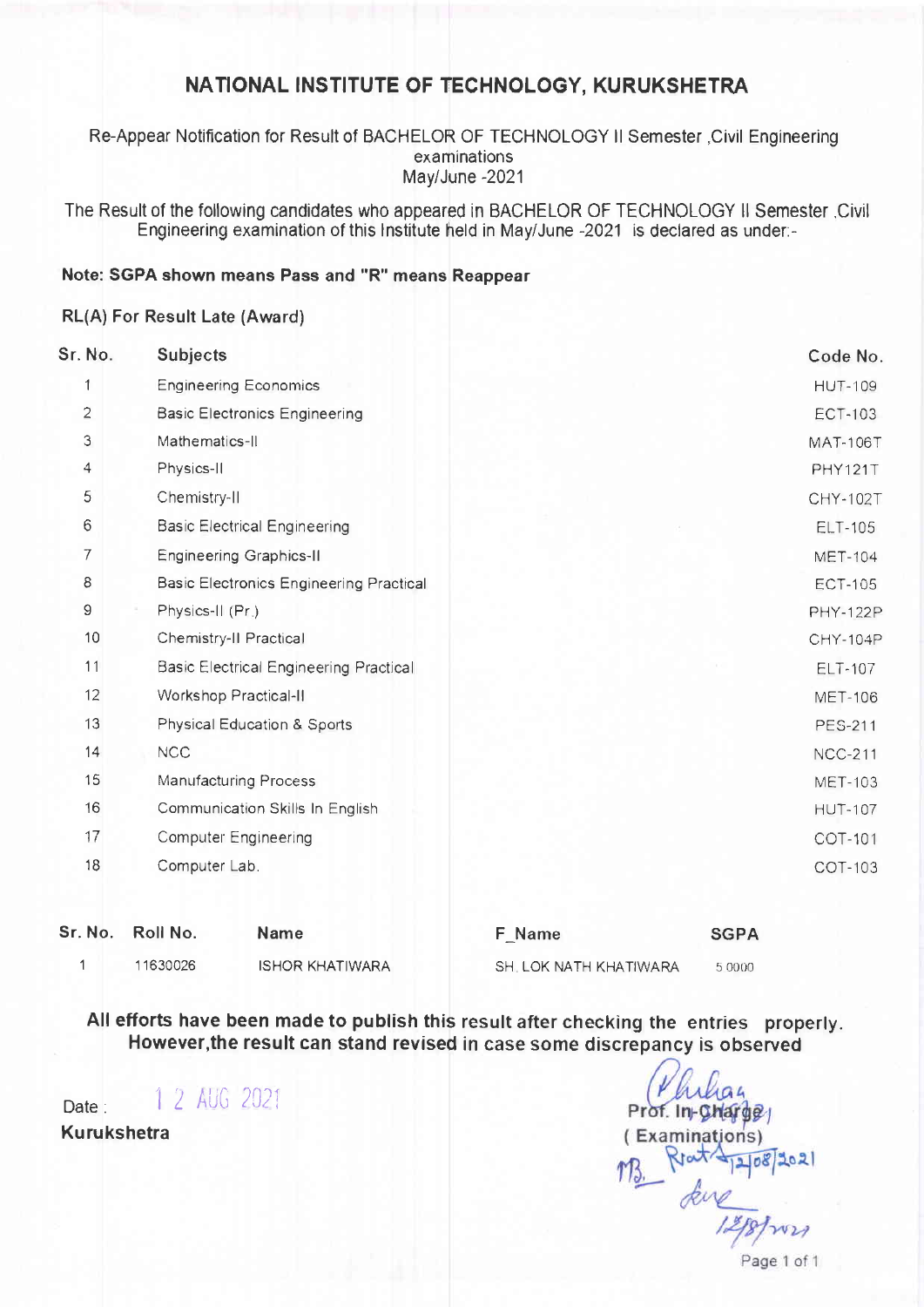# NATIONAL INSTITUTE OF TECHNOLOGY, KURUKSHETRA

Re-Appear Notification for Result of BACHELOR OF TECHNOLOGY II Semester ,Civil Engineering examinations May/June -2021

The Result of the following candidates who appeared in BACHELOR OF TECHNOLOGY II Semester ,Civil Engineering examination of this Institute held in May/June -2021 is declared as under:-

**Note: SGPA shown means Pass and "R" means Reappear**

RL(A) For Result Late (Award)

| Sr. No. | Subjects | Code No. |
|---|---|---|
| 1 | Engineering Economics | HUT-109 |
| 2 | Basic Electronics Engineering | ECT-103 |
| 3 | Mathematics-II | MAT-106T |
| 4 | Physics-II | PHY121T |
| 5 | Chemistry-II | CHY-102T |
| 6 | Basic Electrical Engineering | ELT-105 |
| 7 | Engineering Graphics-II | MET-104 |
| 8 | Basic Electronics Engineering Practical | ECT-105 |
| 9 | Physics-II (Pr.) | PHY-122P |
| 10 | Chemistry-II Practical | CHY-104P |
| 11 | Basic Electrical Engineering Practical | ELT-107 |
| 12 | Workshop Practical-II | MET-106 |
| 13 | Physical Education & Sports | PES-211 |
| 14 | NCC | NCC-211 |
| 15 | Manufacturing Process | MET-103 |
| 16 | Communication Skills In English | HUT-107 |
| 17 | Computer Engineering | COT-101 |
| 18 | Computer Lab. | COT-103 |

| Sr. No. | Roll No. | Name | F_Name | SGPA |
|---|---|---|---|---|
| 1 | 11630026 | ISHOR KHATIWARA | SH. LOK NATH KHATIWARA | 5.0000 |

**All efforts have been made to publish this result after checking the entries properly. However,the result can stand revised in case some discrepancy is observed**

Date : 12 AUG 2021

**Kurukshetra**

Prof. In-Charge
( Examinations)
12/08/2021
12/8/2021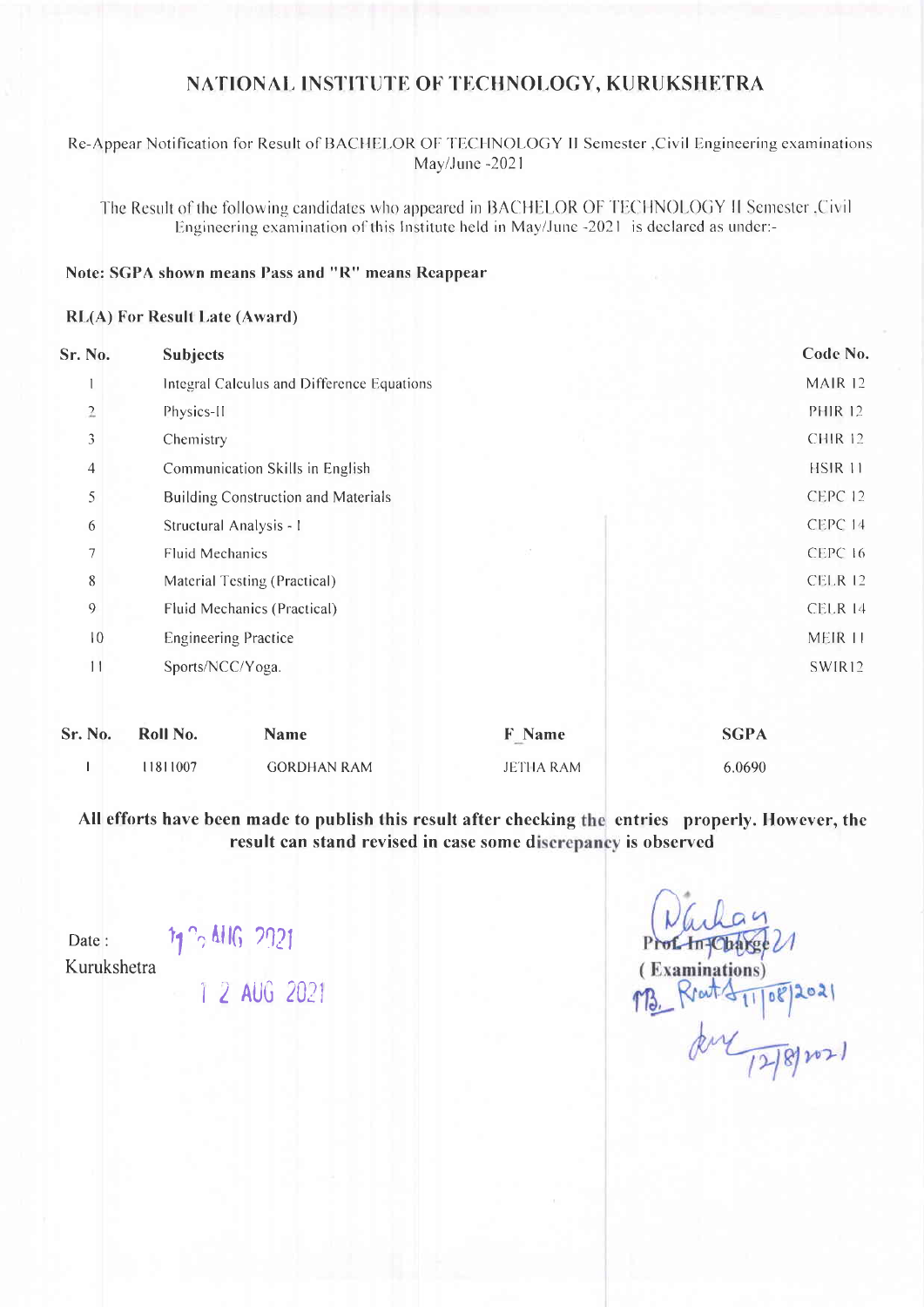# NATIONAL INSTITUTE OF TECHNOLOGY, KURUKSHETRA

Re-Appear Notification for Result of BACHELOR OF TECHNOLOGY II Semester ,Civil Engineering examinations May/June -2021

The Result of the following candidates who appeared in BACHELOR OF TECHNOLOGY II Semester ,Civil Engineering examination of this Institute held in May/June -2021 is declared as under:-

**Note: SGPA shown means Pass and "R" means Reappear**

**RL(A) For Result Late (Award)**

| Sr. No. | Subjects | Code No. |
|---|---|---|
| 1 | Integral Calculus and Difference Equations | MAIR 12 |
| 2 | Physics-II | PHIR 12 |
| 3 | Chemistry | CHIR 12 |
| 4 | Communication Skills in English | HSIR 11 |
| 5 | Building Construction and Materials | CEPC 12 |
| 6 | Structural Analysis - I | CEPC 14 |
| 7 | Fluid Mechanics | CEPC 16 |
| 8 | Material Testing (Practical) | CELR 12 |
| 9 | Fluid Mechanics (Practical) | CELR 14 |
| 10 | Engineering Practice | MEIR 11 |
| 11 | Sports/NCC/Yoga. | SWIR12 |

| Sr. No. | Roll No. | Name | F_Name | SGPA |
|---|---|---|---|---|
| 1 | 11811007 | GORDHAN RAM | JETHA RAM | 6.0690 |

**All efforts have been made to publish this result after checking the entries properly. However, the result can stand revised in case some discrepancy is observed**

Date : 12 AUG 2021

Kurukshetra

12 AUG 2021

Prof. In-Charge

(Examinations)

11/08/2021

12/8/2021